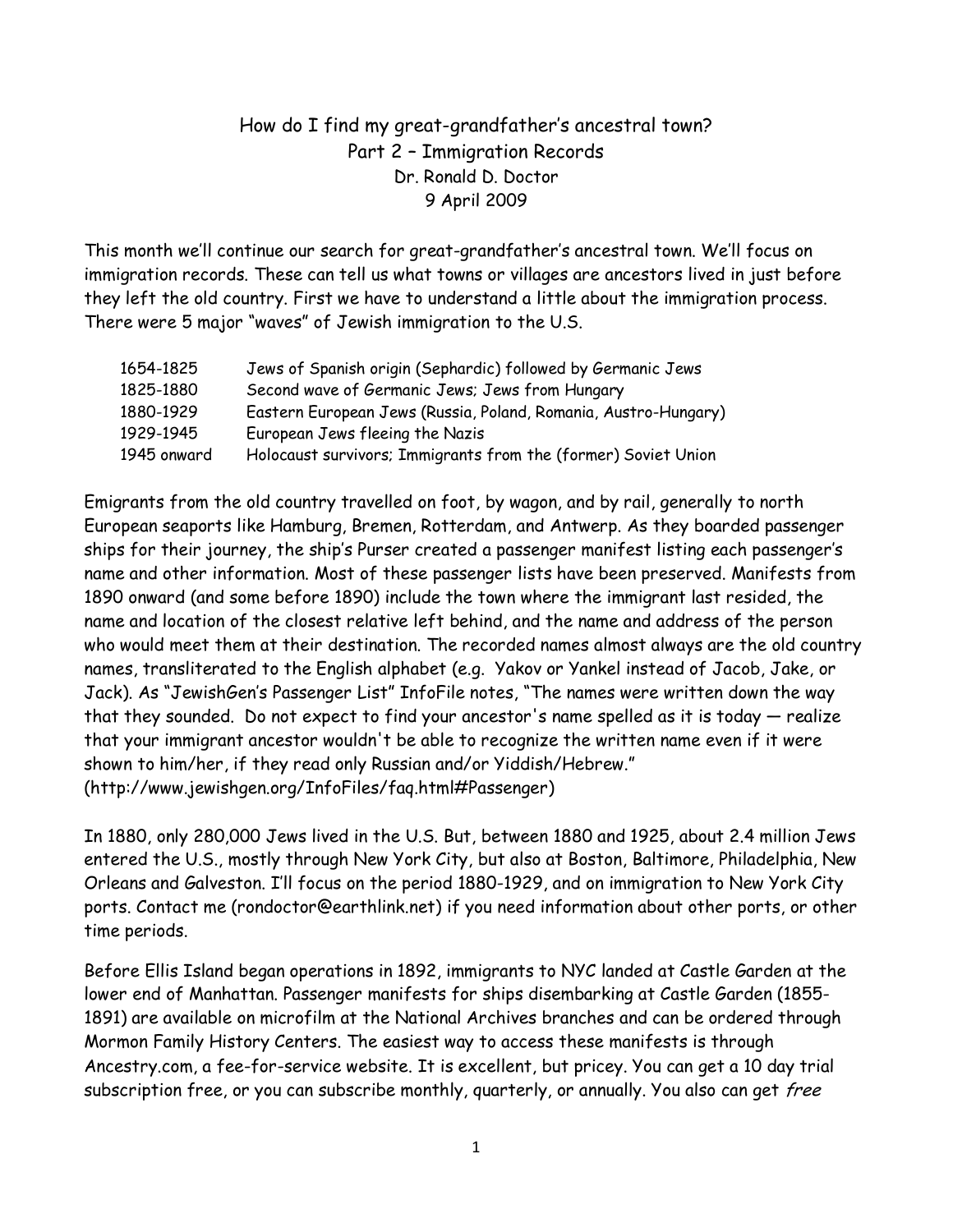# How do I find my great-grandfather's ancestral town?

## Part 2 – Immigration Records

Dr. Ronald D. Doctor

9 April 2009

This month we'll continue our search for great-grandfather's ancestral town. We'll focus on immigration records. These can tell us what towns or villages are ancestors lived in just before they left the old country. First we have to understand a little about the immigration process. There were 5 major "waves" of Jewish immigration to the U.S.

| | |
|---|---|
| 1654-1825 | Jews of Spanish origin (Sephardic) followed by Germanic Jews |
| 1825-1880 | Second wave of Germanic Jews; Jews from Hungary |
| 1880-1929 | Eastern European Jews (Russia, Poland, Romania, Austro-Hungary) |
| 1929-1945 | European Jews fleeing the Nazis |
| 1945 onward | Holocaust survivors; Immigrants from the (former) Soviet Union |

Emigrants from the old country travelled on foot, by wagon, and by rail, generally to north European seaports like Hamburg, Bremen, Rotterdam, and Antwerp. As they boarded passenger ships for their journey, the ship's Purser created a passenger manifest listing each passenger's name and other information. Most of these passenger lists have been preserved. Manifests from 1890 onward (and some before 1890) include the town where the immigrant last resided, the name and location of the closest relative left behind, and the name and address of the person who would meet them at their destination. The recorded names almost always are the old country names, transliterated to the English alphabet (e.g. Yakov or Yankel instead of Jacob, Jake, or Jack). As "JewishGen's Passenger List" InfoFile notes, "The names were written down the way that they sounded. Do not expect to find your ancestor's name spelled as it is today — realize that your immigrant ancestor wouldn't be able to recognize the written name even if it were shown to him/her, if they read only Russian and/or Yiddish/Hebrew." (http://www.jewishgen.org/InfoFiles/faq.html#Passenger)

In 1880, only 280,000 Jews lived in the U.S. But, between 1880 and 1925, about 2.4 million Jews entered the U.S., mostly through New York City, but also at Boston, Baltimore, Philadelphia, New Orleans and Galveston. I'll focus on the period 1880-1929, and on immigration to New York City ports. Contact me (rondoctor@earthlink.net) if you need information about other ports, or other time periods.

Before Ellis Island began operations in 1892, immigrants to NYC landed at Castle Garden at the lower end of Manhattan. Passenger manifests for ships disembarking at Castle Garden (1855-1891) are available on microfilm at the National Archives branches and can be ordered through Mormon Family History Centers. The easiest way to access these manifests is through Ancestry.com, a fee-for-service website. It is excellent, but pricey. You can get a 10 day trial subscription free, or you can subscribe monthly, quarterly, or annually. You also can get *free*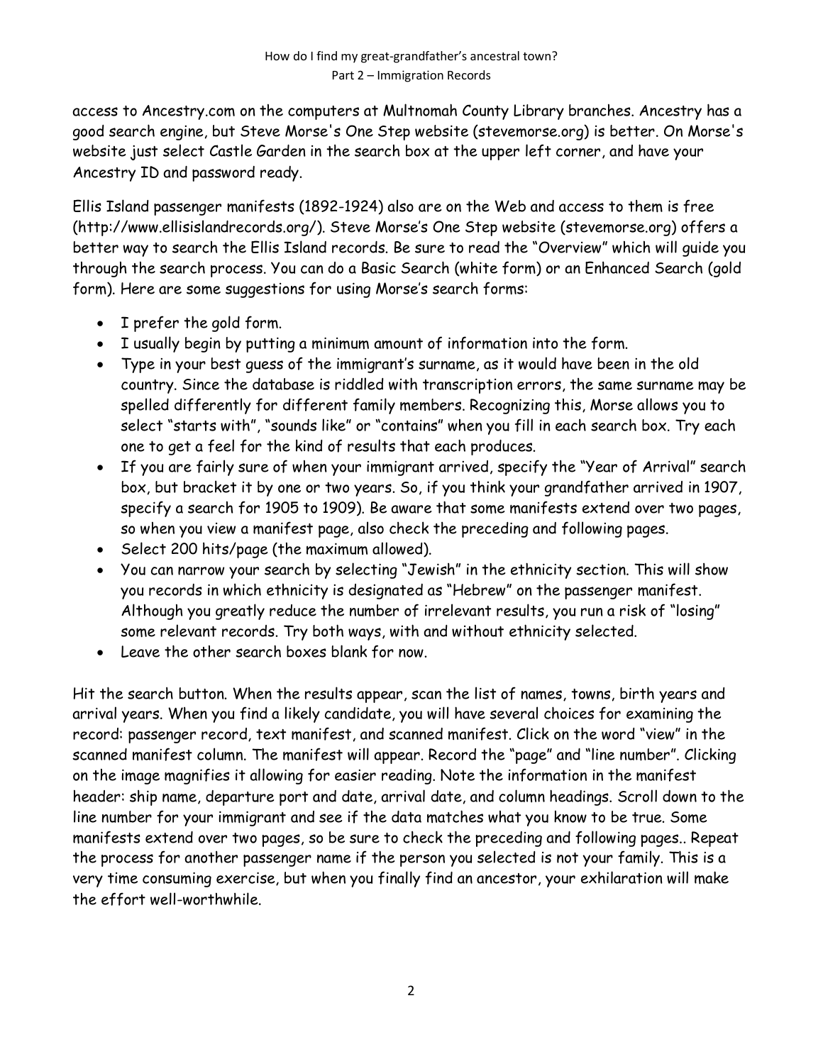access to Ancestry.com on the computers at Multnomah County Library branches. Ancestry has a good search engine, but Steve Morse's One Step website (stevemorse.org) is better. On Morse's website just select Castle Garden in the search box at the upper left corner, and have your Ancestry ID and password ready.

Ellis Island passenger manifests (1892-1924) also are on the Web and access to them is free (http://www.ellisislandrecords.org/). Steve Morse's One Step website (stevemorse.org) offers a better way to search the Ellis Island records. Be sure to read the "Overview" which will guide you through the search process. You can do a Basic Search (white form) or an Enhanced Search (gold form). Here are some suggestions for using Morse's search forms:

- I prefer the gold form.
- I usually begin by putting a minimum amount of information into the form.
- Type in your best guess of the immigrant's surname, as it would have been in the old country. Since the database is riddled with transcription errors, the same surname may be spelled differently for different family members. Recognizing this, Morse allows you to select "starts with", "sounds like" or "contains" when you fill in each search box. Try each one to get a feel for the kind of results that each produces.
- If you are fairly sure of when your immigrant arrived, specify the "Year of Arrival" search box, but bracket it by one or two years. So, if you think your grandfather arrived in 1907, specify a search for 1905 to 1909). Be aware that some manifests extend over two pages, so when you view a manifest page, also check the preceding and following pages.
- Select 200 hits/page (the maximum allowed).
- You can narrow your search by selecting "Jewish" in the ethnicity section. This will show you records in which ethnicity is designated as "Hebrew" on the passenger manifest. Although you greatly reduce the number of irrelevant results, you run a risk of "losing" some relevant records. Try both ways, with and without ethnicity selected.
- Leave the other search boxes blank for now.

Hit the search button. When the results appear, scan the list of names, towns, birth years and arrival years. When you find a likely candidate, you will have several choices for examining the record: passenger record, text manifest, and scanned manifest. Click on the word "view" in the scanned manifest column. The manifest will appear. Record the "page" and "line number". Clicking on the image magnifies it allowing for easier reading. Note the information in the manifest header: ship name, departure port and date, arrival date, and column headings. Scroll down to the line number for your immigrant and see if the data matches what you know to be true. Some manifests extend over two pages, so be sure to check the preceding and following pages.. Repeat the process for another passenger name if the person you selected is not your family. This is a very time consuming exercise, but when you finally find an ancestor, your exhilaration will make the effort well-worthwhile.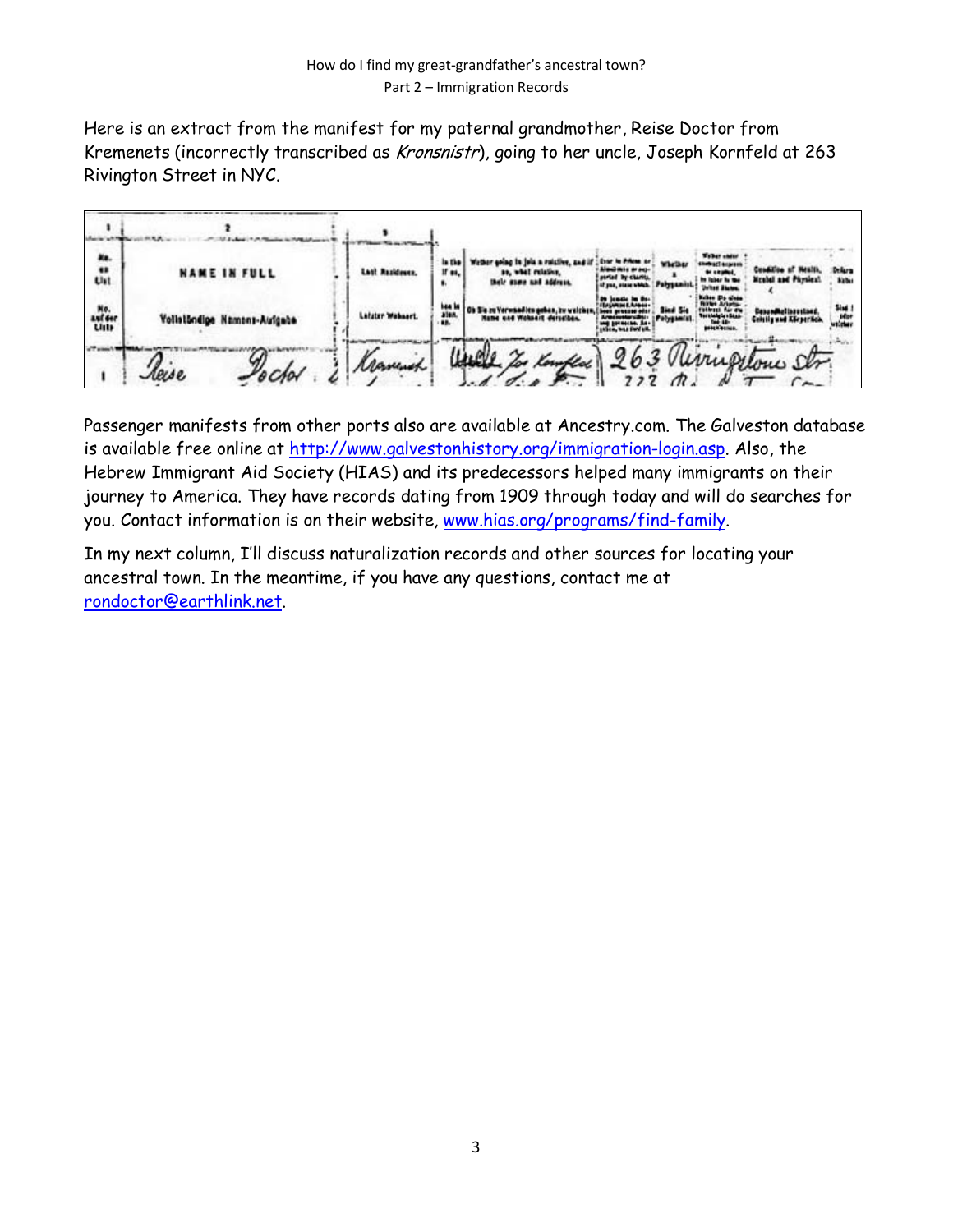Here is an extract from the manifest for my paternal grandmother, Reise Doctor from Kremenets (incorrectly transcribed as *Kronsnistr*), going to her uncle, Joseph Kornfeld at 263 Rivington Street in NYC.

| 1 | 2 | 3 | | | | | | | |
|---|---|---|---|---|---|---|---|---|---|
| No. on List / No. auf der Liste | NAME IN FULL / Vollständige Namens-Angabe | Last Residence. / Letzter Wohnort. | | Whether going to join a relative, and if so, what relative, their name and address. / Ob Sie zu Verwandten gehen, zu welchen, Name und Wohnort derselben. | | Whether a Polygamist. / Sind Sie Polygamist. | | Condition of Health, Mental and Physical. / Gesundheitszustand, Geistig und Körperlich. | |
| 1 | Reise Doctor | Kremenitz | | Uncle Jos Kornfeld 263 Rivington Str | | | | | |

Passenger manifests from other ports also are available at Ancestry.com. The Galveston database is available free online at [http://www.galvestonhistory.org/immigration-login.asp](http://www.galvestonhistory.org/immigration-login.asp). Also, the Hebrew Immigrant Aid Society (HIAS) and its predecessors helped many immigrants on their journey to America. They have records dating from 1909 through today and will do searches for you. Contact information is on their website, [www.hias.org/programs/find-family](http://www.hias.org/programs/find-family).

In my next column, I'll discuss naturalization records and other sources for locating your ancestral town. In the meantime, if you have any questions, contact me at [rondoctor@earthlink.net](mailto:rondoctor@earthlink.net).